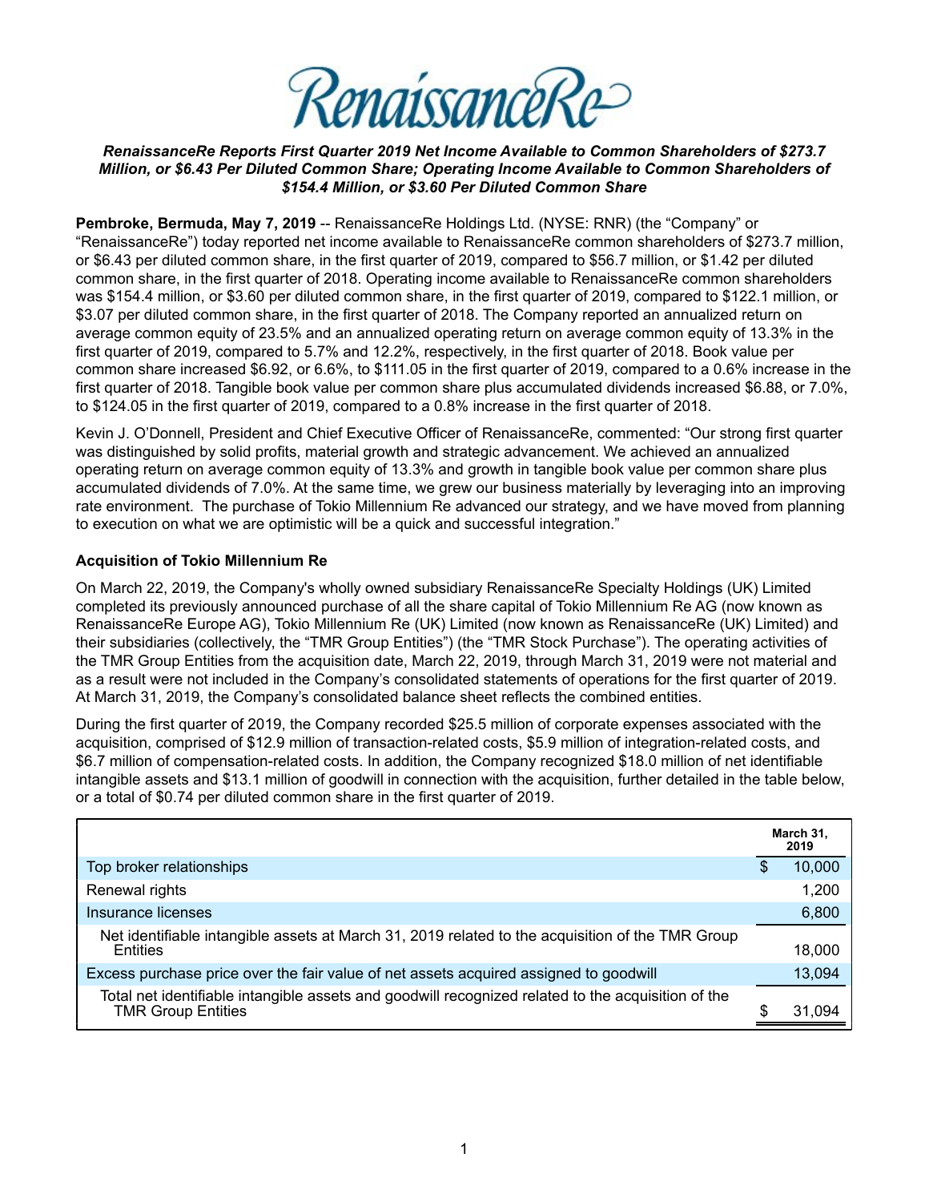RenaissanceRe

***RenaissanceRe Reports First Quarter 2019 Net Income Available to Common Shareholders of $273.7 Million, or $6.43 Per Diluted Common Share; Operating Income Available to Common Shareholders of $154.4 Million, or $3.60 Per Diluted Common Share***

**Pembroke, Bermuda, May 7, 2019** -- RenaissanceRe Holdings Ltd. (NYSE: RNR) (the "Company" or "RenaissanceRe") today reported net income available to RenaissanceRe common shareholders of $273.7 million, or $6.43 per diluted common share, in the first quarter of 2019, compared to $56.7 million, or $1.42 per diluted common share, in the first quarter of 2018. Operating income available to RenaissanceRe common shareholders was $154.4 million, or $3.60 per diluted common share, in the first quarter of 2019, compared to $122.1 million, or $3.07 per diluted common share, in the first quarter of 2018. The Company reported an annualized return on average common equity of 23.5% and an annualized operating return on average common equity of 13.3% in the first quarter of 2019, compared to 5.7% and 12.2%, respectively, in the first quarter of 2018. Book value per common share increased $6.92, or 6.6%, to $111.05 in the first quarter of 2019, compared to a 0.6% increase in the first quarter of 2018. Tangible book value per common share plus accumulated dividends increased $6.88, or 7.0%, to $124.05 in the first quarter of 2019, compared to a 0.8% increase in the first quarter of 2018.

Kevin J. O'Donnell, President and Chief Executive Officer of RenaissanceRe, commented: "Our strong first quarter was distinguished by solid profits, material growth and strategic advancement. We achieved an annualized operating return on average common equity of 13.3% and growth in tangible book value per common share plus accumulated dividends of 7.0%. At the same time, we grew our business materially by leveraging into an improving rate environment. The purchase of Tokio Millennium Re advanced our strategy, and we have moved from planning to execution on what we are optimistic will be a quick and successful integration."

**Acquisition of Tokio Millennium Re**

On March 22, 2019, the Company's wholly owned subsidiary RenaissanceRe Specialty Holdings (UK) Limited completed its previously announced purchase of all the share capital of Tokio Millennium Re AG (now known as RenaissanceRe Europe AG), Tokio Millennium Re (UK) Limited (now known as RenaissanceRe (UK) Limited) and their subsidiaries (collectively, the "TMR Group Entities") (the "TMR Stock Purchase"). The operating activities of the TMR Group Entities from the acquisition date, March 22, 2019, through March 31, 2019 were not material and as a result were not included in the Company's consolidated statements of operations for the first quarter of 2019. At March 31, 2019, the Company's consolidated balance sheet reflects the combined entities.

During the first quarter of 2019, the Company recorded $25.5 million of corporate expenses associated with the acquisition, comprised of $12.9 million of transaction-related costs, $5.9 million of integration-related costs, and $6.7 million of compensation-related costs. In addition, the Company recognized $18.0 million of net identifiable intangible assets and $13.1 million of goodwill in connection with the acquisition, further detailed in the table below, or a total of $0.74 per diluted common share in the first quarter of 2019.

| | March 31, 2019 |
|---|---|
| Top broker relationships | $ 10,000 |
| Renewal rights | 1,200 |
| Insurance licenses | 6,800 |
| Net identifiable intangible assets at March 31, 2019 related to the acquisition of the TMR Group Entities | 18,000 |
| Excess purchase price over the fair value of net assets acquired assigned to goodwill | 13,094 |
| Total net identifiable intangible assets and goodwill recognized related to the acquisition of the TMR Group Entities | $ 31,094 |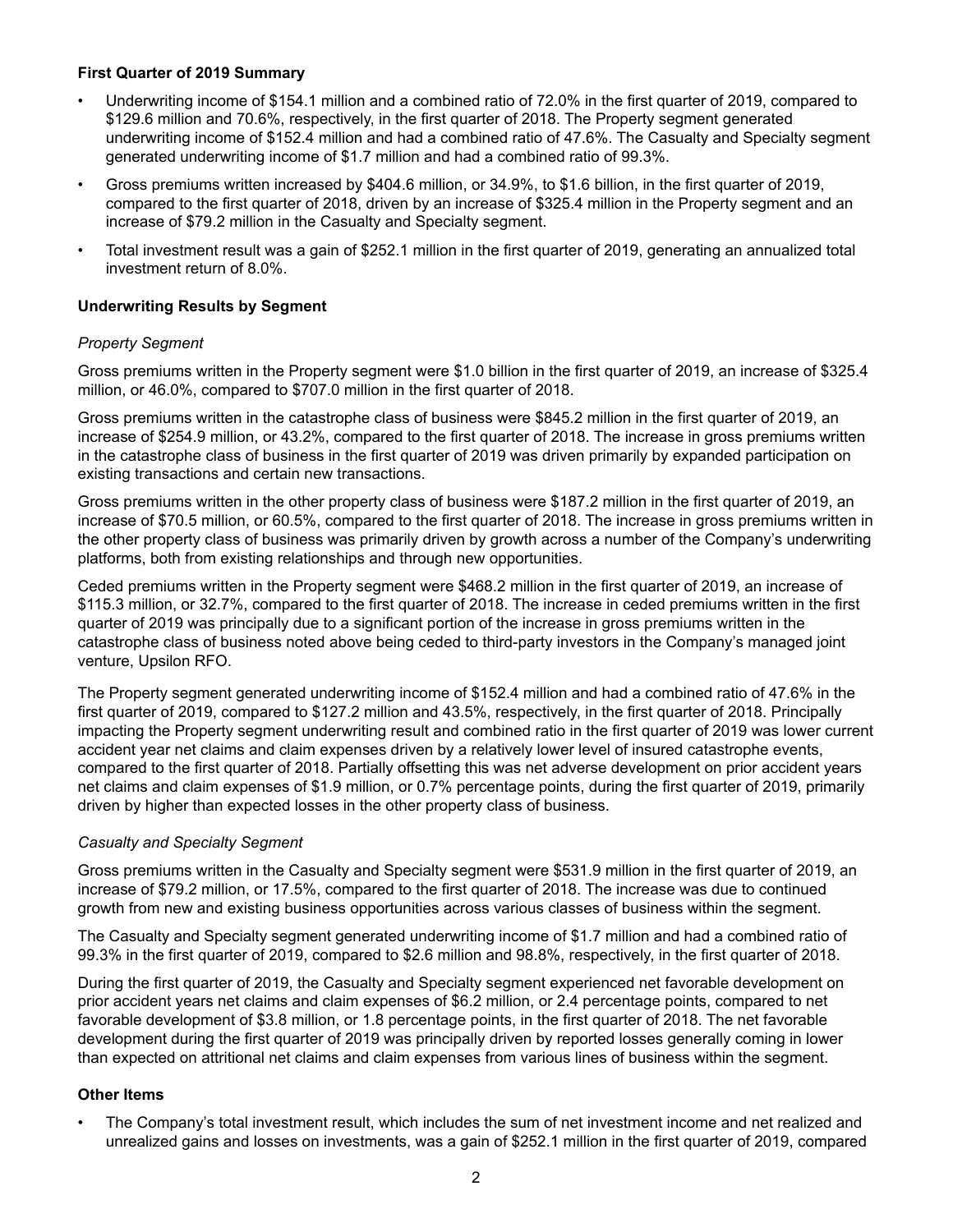**First Quarter of 2019 Summary**

- Underwriting income of $154.1 million and a combined ratio of 72.0% in the first quarter of 2019, compared to $129.6 million and 70.6%, respectively, in the first quarter of 2018. The Property segment generated underwriting income of $152.4 million and had a combined ratio of 47.6%. The Casualty and Specialty segment generated underwriting income of $1.7 million and had a combined ratio of 99.3%.
- Gross premiums written increased by $404.6 million, or 34.9%, to $1.6 billion, in the first quarter of 2019, compared to the first quarter of 2018, driven by an increase of $325.4 million in the Property segment and an increase of $79.2 million in the Casualty and Specialty segment.
- Total investment result was a gain of $252.1 million in the first quarter of 2019, generating an annualized total investment return of 8.0%.

**Underwriting Results by Segment**

*Property Segment*

Gross premiums written in the Property segment were $1.0 billion in the first quarter of 2019, an increase of $325.4 million, or 46.0%, compared to $707.0 million in the first quarter of 2018.

Gross premiums written in the catastrophe class of business were $845.2 million in the first quarter of 2019, an increase of $254.9 million, or 43.2%, compared to the first quarter of 2018. The increase in gross premiums written in the catastrophe class of business in the first quarter of 2019 was driven primarily by expanded participation on existing transactions and certain new transactions.

Gross premiums written in the other property class of business were $187.2 million in the first quarter of 2019, an increase of $70.5 million, or 60.5%, compared to the first quarter of 2018. The increase in gross premiums written in the other property class of business was primarily driven by growth across a number of the Company's underwriting platforms, both from existing relationships and through new opportunities.

Ceded premiums written in the Property segment were $468.2 million in the first quarter of 2019, an increase of $115.3 million, or 32.7%, compared to the first quarter of 2018. The increase in ceded premiums written in the first quarter of 2019 was principally due to a significant portion of the increase in gross premiums written in the catastrophe class of business noted above being ceded to third-party investors in the Company's managed joint venture, Upsilon RFO.

The Property segment generated underwriting income of $152.4 million and had a combined ratio of 47.6% in the first quarter of 2019, compared to $127.2 million and 43.5%, respectively, in the first quarter of 2018. Principally impacting the Property segment underwriting result and combined ratio in the first quarter of 2019 was lower current accident year net claims and claim expenses driven by a relatively lower level of insured catastrophe events, compared to the first quarter of 2018. Partially offsetting this was net adverse development on prior accident years net claims and claim expenses of $1.9 million, or 0.7% percentage points, during the first quarter of 2019, primarily driven by higher than expected losses in the other property class of business.

*Casualty and Specialty Segment*

Gross premiums written in the Casualty and Specialty segment were $531.9 million in the first quarter of 2019, an increase of $79.2 million, or 17.5%, compared to the first quarter of 2018. The increase was due to continued growth from new and existing business opportunities across various classes of business within the segment.

The Casualty and Specialty segment generated underwriting income of $1.7 million and had a combined ratio of 99.3% in the first quarter of 2019, compared to $2.6 million and 98.8%, respectively, in the first quarter of 2018.

During the first quarter of 2019, the Casualty and Specialty segment experienced net favorable development on prior accident years net claims and claim expenses of $6.2 million, or 2.4 percentage points, compared to net favorable development of $3.8 million, or 1.8 percentage points, in the first quarter of 2018. The net favorable development during the first quarter of 2019 was principally driven by reported losses generally coming in lower than expected on attritional net claims and claim expenses from various lines of business within the segment.

**Other Items**

- The Company's total investment result, which includes the sum of net investment income and net realized and unrealized gains and losses on investments, was a gain of $252.1 million in the first quarter of 2019, compared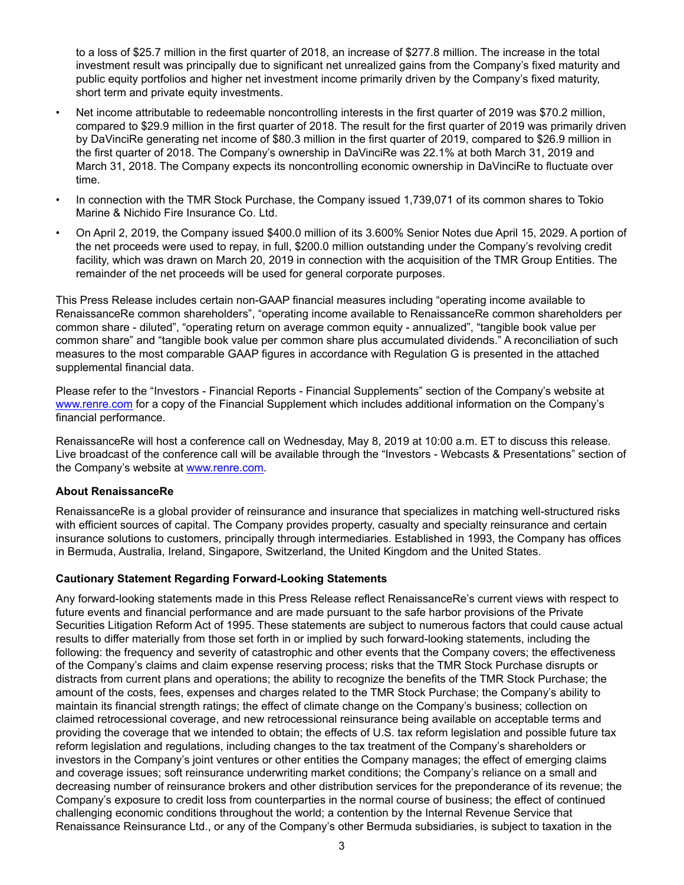to a loss of $25.7 million in the first quarter of 2018, an increase of $277.8 million. The increase in the total investment result was principally due to significant net unrealized gains from the Company's fixed maturity and public equity portfolios and higher net investment income primarily driven by the Company's fixed maturity, short term and private equity investments.

- Net income attributable to redeemable noncontrolling interests in the first quarter of 2019 was $70.2 million, compared to $29.9 million in the first quarter of 2018. The result for the first quarter of 2019 was primarily driven by DaVinciRe generating net income of $80.3 million in the first quarter of 2019, compared to $26.9 million in the first quarter of 2018. The Company's ownership in DaVinciRe was 22.1% at both March 31, 2019 and March 31, 2018. The Company expects its noncontrolling economic ownership in DaVinciRe to fluctuate over time.
- In connection with the TMR Stock Purchase, the Company issued 1,739,071 of its common shares to Tokio Marine & Nichido Fire Insurance Co. Ltd.
- On April 2, 2019, the Company issued $400.0 million of its 3.600% Senior Notes due April 15, 2029. A portion of the net proceeds were used to repay, in full, $200.0 million outstanding under the Company's revolving credit facility, which was drawn on March 20, 2019 in connection with the acquisition of the TMR Group Entities. The remainder of the net proceeds will be used for general corporate purposes.

This Press Release includes certain non-GAAP financial measures including "operating income available to RenaissanceRe common shareholders", "operating income available to RenaissanceRe common shareholders per common share - diluted", "operating return on average common equity - annualized", "tangible book value per common share" and "tangible book value per common share plus accumulated dividends." A reconciliation of such measures to the most comparable GAAP figures in accordance with Regulation G is presented in the attached supplemental financial data.

Please refer to the "Investors - Financial Reports - Financial Supplements" section of the Company's website at www.renre.com for a copy of the Financial Supplement which includes additional information on the Company's financial performance.

RenaissanceRe will host a conference call on Wednesday, May 8, 2019 at 10:00 a.m. ET to discuss this release. Live broadcast of the conference call will be available through the "Investors - Webcasts & Presentations" section of the Company's website at www.renre.com.

**About RenaissanceRe**

RenaissanceRe is a global provider of reinsurance and insurance that specializes in matching well-structured risks with efficient sources of capital. The Company provides property, casualty and specialty reinsurance and certain insurance solutions to customers, principally through intermediaries. Established in 1993, the Company has offices in Bermuda, Australia, Ireland, Singapore, Switzerland, the United Kingdom and the United States.

**Cautionary Statement Regarding Forward-Looking Statements**

Any forward-looking statements made in this Press Release reflect RenaissanceRe's current views with respect to future events and financial performance and are made pursuant to the safe harbor provisions of the Private Securities Litigation Reform Act of 1995. These statements are subject to numerous factors that could cause actual results to differ materially from those set forth in or implied by such forward-looking statements, including the following: the frequency and severity of catastrophic and other events that the Company covers; the effectiveness of the Company's claims and claim expense reserving process; risks that the TMR Stock Purchase disrupts or distracts from current plans and operations; the ability to recognize the benefits of the TMR Stock Purchase; the amount of the costs, fees, expenses and charges related to the TMR Stock Purchase; the Company's ability to maintain its financial strength ratings; the effect of climate change on the Company's business; collection on claimed retrocessional coverage, and new retrocessional reinsurance being available on acceptable terms and providing the coverage that we intended to obtain; the effects of U.S. tax reform legislation and possible future tax reform legislation and regulations, including changes to the tax treatment of the Company's shareholders or investors in the Company's joint ventures or other entities the Company manages; the effect of emerging claims and coverage issues; soft reinsurance underwriting market conditions; the Company's reliance on a small and decreasing number of reinsurance brokers and other distribution services for the preponderance of its revenue; the Company's exposure to credit loss from counterparties in the normal course of business; the effect of continued challenging economic conditions throughout the world; a contention by the Internal Revenue Service that Renaissance Reinsurance Ltd., or any of the Company's other Bermuda subsidiaries, is subject to taxation in the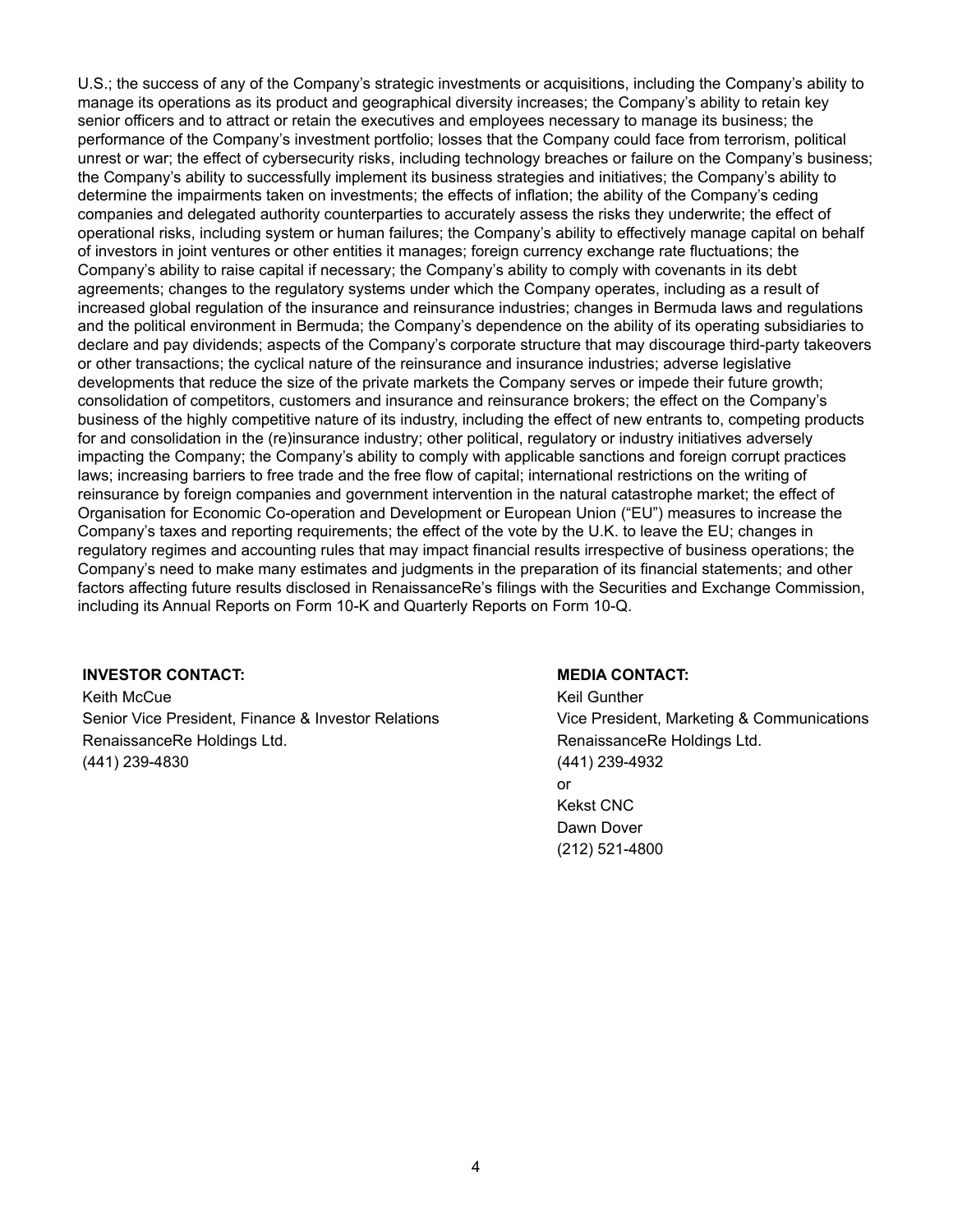U.S.; the success of any of the Company's strategic investments or acquisitions, including the Company's ability to manage its operations as its product and geographical diversity increases; the Company's ability to retain key senior officers and to attract or retain the executives and employees necessary to manage its business; the performance of the Company's investment portfolio; losses that the Company could face from terrorism, political unrest or war; the effect of cybersecurity risks, including technology breaches or failure on the Company's business; the Company's ability to successfully implement its business strategies and initiatives; the Company's ability to determine the impairments taken on investments; the effects of inflation; the ability of the Company's ceding companies and delegated authority counterparties to accurately assess the risks they underwrite; the effect of operational risks, including system or human failures; the Company's ability to effectively manage capital on behalf of investors in joint ventures or other entities it manages; foreign currency exchange rate fluctuations; the Company's ability to raise capital if necessary; the Company's ability to comply with covenants in its debt agreements; changes to the regulatory systems under which the Company operates, including as a result of increased global regulation of the insurance and reinsurance industries; changes in Bermuda laws and regulations and the political environment in Bermuda; the Company's dependence on the ability of its operating subsidiaries to declare and pay dividends; aspects of the Company's corporate structure that may discourage third-party takeovers or other transactions; the cyclical nature of the reinsurance and insurance industries; adverse legislative developments that reduce the size of the private markets the Company serves or impede their future growth; consolidation of competitors, customers and insurance and reinsurance brokers; the effect on the Company's business of the highly competitive nature of its industry, including the effect of new entrants to, competing products for and consolidation in the (re)insurance industry; other political, regulatory or industry initiatives adversely impacting the Company; the Company's ability to comply with applicable sanctions and foreign corrupt practices laws; increasing barriers to free trade and the free flow of capital; international restrictions on the writing of reinsurance by foreign companies and government intervention in the natural catastrophe market; the effect of Organisation for Economic Co-operation and Development or European Union ("EU") measures to increase the Company's taxes and reporting requirements; the effect of the vote by the U.K. to leave the EU; changes in regulatory regimes and accounting rules that may impact financial results irrespective of business operations; the Company's need to make many estimates and judgments in the preparation of its financial statements; and other factors affecting future results disclosed in RenaissanceRe's filings with the Securities and Exchange Commission, including its Annual Reports on Form 10-K and Quarterly Reports on Form 10-Q.

**INVESTOR CONTACT:**

Keith McCue
Senior Vice President, Finance & Investor Relations
RenaissanceRe Holdings Ltd.
(441) 239-4830

**MEDIA CONTACT:**

Keil Gunther
Vice President, Marketing & Communications
RenaissanceRe Holdings Ltd.
(441) 239-4932
or
Kekst CNC
Dawn Dover
(212) 521-4800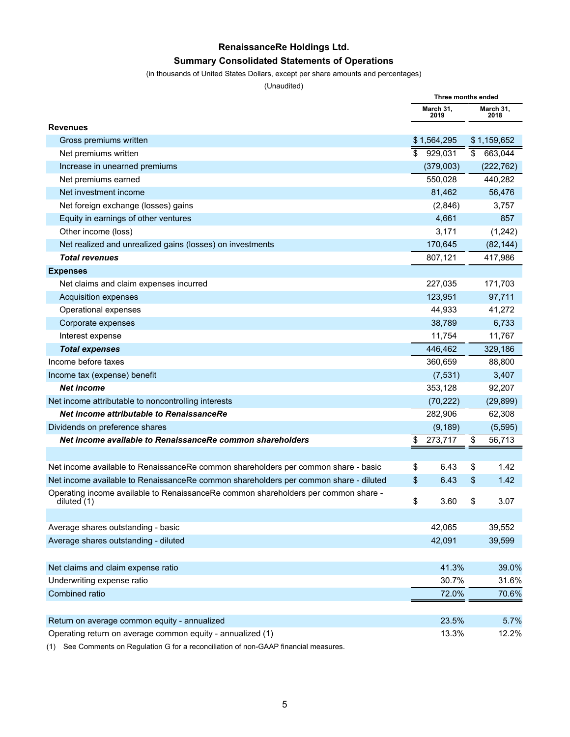# RenaissanceRe Holdings Ltd.

## Summary Consolidated Statements of Operations

(in thousands of United States Dollars, except per share amounts and percentages)

(Unaudited)

| | Three months ended | |
|---|---|---|
| | March 31, 2019 | March 31, 2018 |
| **Revenues** | | |
| Gross premiums written | $ 1,564,295 | $ 1,159,652 |
| Net premiums written | $ 929,031 | $ 663,044 |
| Increase in unearned premiums | (379,003) | (222,762) |
| Net premiums earned | 550,028 | 440,282 |
| Net investment income | 81,462 | 56,476 |
| Net foreign exchange (losses) gains | (2,846) | 3,757 |
| Equity in earnings of other ventures | 4,661 | 857 |
| Other income (loss) | 3,171 | (1,242) |
| Net realized and unrealized gains (losses) on investments | 170,645 | (82,144) |
| ***Total revenues*** | 807,121 | 417,986 |
| **Expenses** | | |
| Net claims and claim expenses incurred | 227,035 | 171,703 |
| Acquisition expenses | 123,951 | 97,711 |
| Operational expenses | 44,933 | 41,272 |
| Corporate expenses | 38,789 | 6,733 |
| Interest expense | 11,754 | 11,767 |
| ***Total expenses*** | 446,462 | 329,186 |
| Income before taxes | 360,659 | 88,800 |
| Income tax (expense) benefit | (7,531) | 3,407 |
| ***Net income*** | 353,128 | 92,207 |
| Net income attributable to noncontrolling interests | (70,222) | (29,899) |
| ***Net income attributable to RenaissanceRe*** | 282,906 | 62,308 |
| Dividends on preference shares | (9,189) | (5,595) |
| ***Net income available to RenaissanceRe common shareholders*** | $ 273,717 | $ 56,713 |
| | | |
| Net income available to RenaissanceRe common shareholders per common share - basic | $ 6.43 | $ 1.42 |
| Net income available to RenaissanceRe common shareholders per common share - diluted | $ 6.43 | $ 1.42 |
| Operating income available to RenaissanceRe common shareholders per common share - diluted (1) | $ 3.60 | $ 3.07 |
| | | |
| Average shares outstanding - basic | 42,065 | 39,552 |
| Average shares outstanding - diluted | 42,091 | 39,599 |
| | | |
| Net claims and claim expense ratio | 41.3% | 39.0% |
| Underwriting expense ratio | 30.7% | 31.6% |
| Combined ratio | 72.0% | 70.6% |
| | | |
| Return on average common equity - annualized | 23.5% | 5.7% |
| Operating return on average common equity - annualized (1) | 13.3% | 12.2% |

(1) See Comments on Regulation G for a reconciliation of non-GAAP financial measures.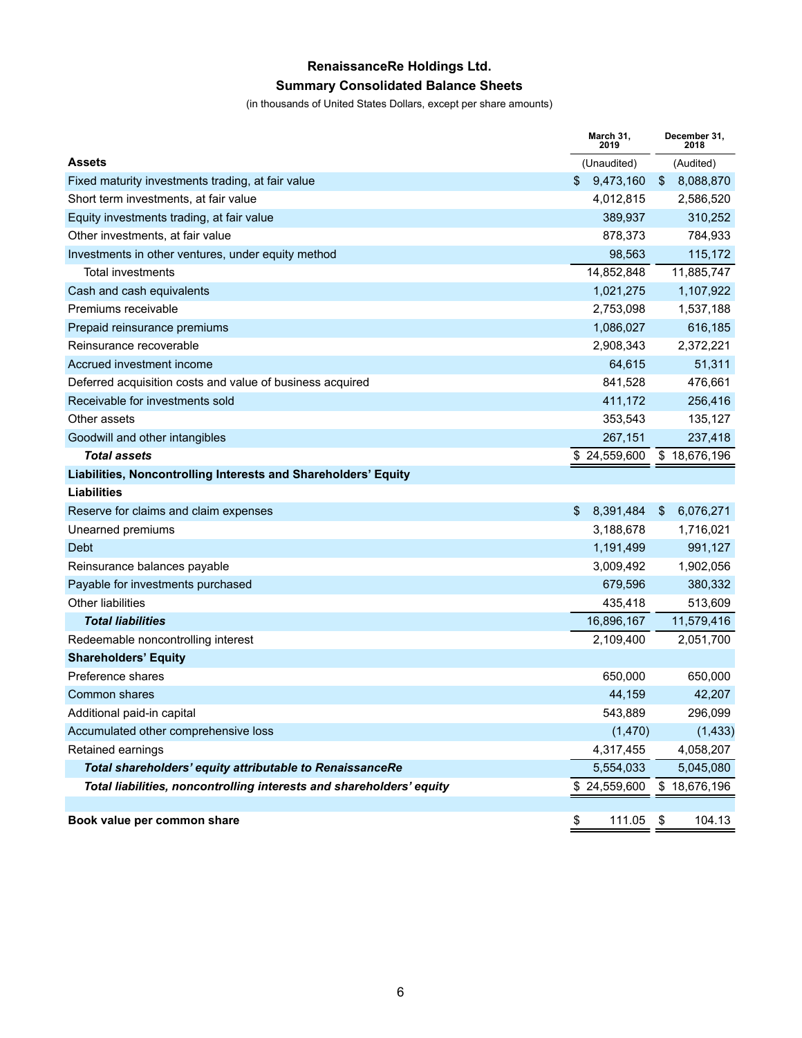# RenaissanceRe Holdings Ltd.

## Summary Consolidated Balance Sheets

(in thousands of United States Dollars, except per share amounts)

| | March 31, 2019 | December 31, 2018 |
|---|---|---|
| **Assets** | (Unaudited) | (Audited) |
| Fixed maturity investments trading, at fair value | $ 9,473,160 | $ 8,088,870 |
| Short term investments, at fair value | 4,012,815 | 2,586,520 |
| Equity investments trading, at fair value | 389,937 | 310,252 |
| Other investments, at fair value | 878,373 | 784,933 |
| Investments in other ventures, under equity method | 98,563 | 115,172 |
| Total investments | 14,852,848 | 11,885,747 |
| Cash and cash equivalents | 1,021,275 | 1,107,922 |
| Premiums receivable | 2,753,098 | 1,537,188 |
| Prepaid reinsurance premiums | 1,086,027 | 616,185 |
| Reinsurance recoverable | 2,908,343 | 2,372,221 |
| Accrued investment income | 64,615 | 51,311 |
| Deferred acquisition costs and value of business acquired | 841,528 | 476,661 |
| Receivable for investments sold | 411,172 | 256,416 |
| Other assets | 353,543 | 135,127 |
| Goodwill and other intangibles | 267,151 | 237,418 |
| ***Total assets*** | $ 24,559,600 | $ 18,676,196 |
| **Liabilities, Noncontrolling Interests and Shareholders' Equity** | | |
| **Liabilities** | | |
| Reserve for claims and claim expenses | $ 8,391,484 | $ 6,076,271 |
| Unearned premiums | 3,188,678 | 1,716,021 |
| Debt | 1,191,499 | 991,127 |
| Reinsurance balances payable | 3,009,492 | 1,902,056 |
| Payable for investments purchased | 679,596 | 380,332 |
| Other liabilities | 435,418 | 513,609 |
| ***Total liabilities*** | 16,896,167 | 11,579,416 |
| Redeemable noncontrolling interest | 2,109,400 | 2,051,700 |
| **Shareholders' Equity** | | |
| Preference shares | 650,000 | 650,000 |
| Common shares | 44,159 | 42,207 |
| Additional paid-in capital | 543,889 | 296,099 |
| Accumulated other comprehensive loss | (1,470) | (1,433) |
| Retained earnings | 4,317,455 | 4,058,207 |
| ***Total shareholders' equity attributable to RenaissanceRe*** | 5,554,033 | 5,045,080 |
| ***Total liabilities, noncontrolling interests and shareholders' equity*** | $ 24,559,600 | $ 18,676,196 |
| | | |
| **Book value per common share** | $ 111.05 | $ 104.13 |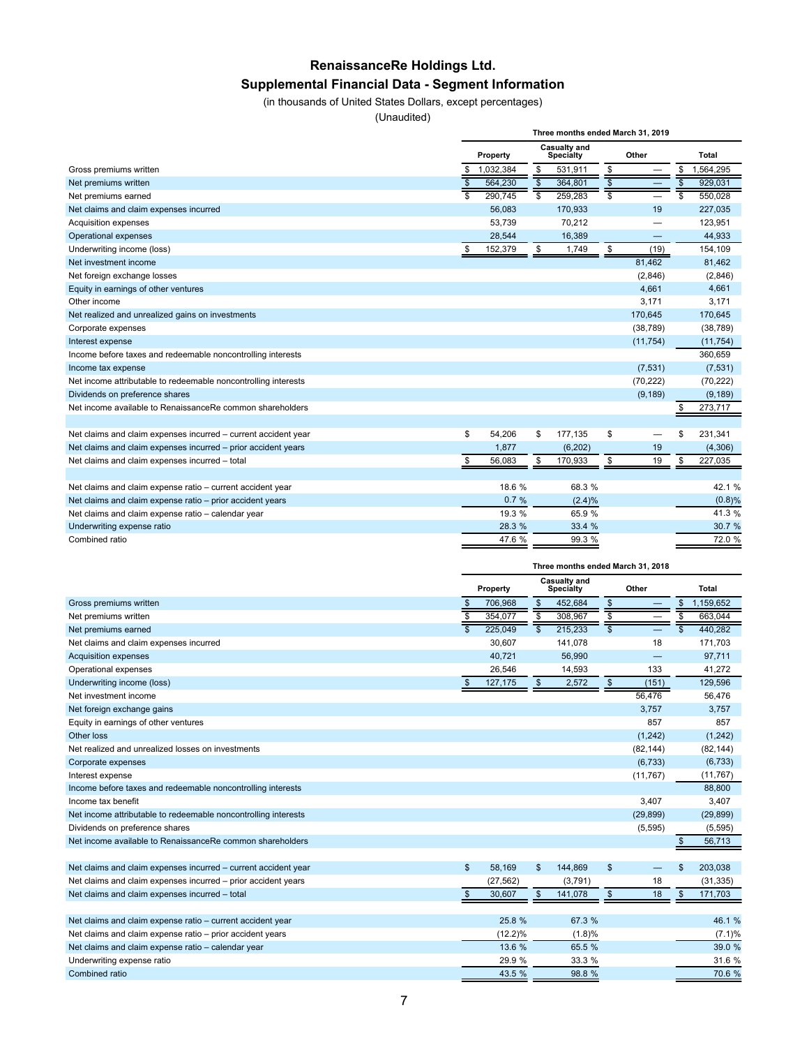# RenaissanceRe Holdings Ltd.

## Supplemental Financial Data - Segment Information

(in thousands of United States Dollars, except percentages)

(Unaudited)

| | Three months ended March 31, 2019 | | | |
|---|---|---|---|---|
| | Property | Casualty and Specialty | Other | Total |
| Gross premiums written | $ 1,032,384 | $ 531,911 | $ — | $ 1,564,295 |
| Net premiums written | $ 564,230 | $ 364,801 | $ — | $ 929,031 |
| Net premiums earned | $ 290,745 | $ 259,283 | $ — | $ 550,028 |
| Net claims and claim expenses incurred | 56,083 | 170,933 | 19 | 227,035 |
| Acquisition expenses | 53,739 | 70,212 | — | 123,951 |
| Operational expenses | 28,544 | 16,389 | — | 44,933 |
| Underwriting income (loss) | $ 152,379 | $ 1,749 | $ (19) | 154,109 |
| Net investment income | | | 81,462 | 81,462 |
| Net foreign exchange losses | | | (2,846) | (2,846) |
| Equity in earnings of other ventures | | | 4,661 | 4,661 |
| Other income | | | 3,171 | 3,171 |
| Net realized and unrealized gains on investments | | | 170,645 | 170,645 |
| Corporate expenses | | | (38,789) | (38,789) |
| Interest expense | | | (11,754) | (11,754) |
| Income before taxes and redeemable noncontrolling interests | | | | 360,659 |
| Income tax expense | | | (7,531) | (7,531) |
| Net income attributable to redeemable noncontrolling interests | | | (70,222) | (70,222) |
| Dividends on preference shares | | | (9,189) | (9,189) |
| Net income available to RenaissanceRe common shareholders | | | | $ 273,717 |
| | | | | |
| Net claims and claim expenses incurred – current accident year | $ 54,206 | $ 177,135 | $ — | $ 231,341 |
| Net claims and claim expenses incurred – prior accident years | 1,877 | (6,202) | 19 | (4,306) |
| Net claims and claim expenses incurred – total | $ 56,083 | $ 170,933 | $ 19 | $ 227,035 |
| | | | | |
| Net claims and claim expense ratio – current accident year | 18.6 % | 68.3 % | | 42.1 % |
| Net claims and claim expense ratio – prior accident years | 0.7 % | (2.4)% | | (0.8)% |
| Net claims and claim expense ratio – calendar year | 19.3 % | 65.9 % | | 41.3 % |
| Underwriting expense ratio | 28.3 % | 33.4 % | | 30.7 % |
| Combined ratio | 47.6 % | 99.3 % | | 72.0 % |

| | Three months ended March 31, 2018 | | | |
|---|---|---|---|---|
| | Property | Casualty and Specialty | Other | Total |
| Gross premiums written | $ 706,968 | $ 452,684 | $ — | $ 1,159,652 |
| Net premiums written | $ 354,077 | $ 308,967 | $ — | $ 663,044 |
| Net premiums earned | $ 225,049 | $ 215,233 | $ — | $ 440,282 |
| Net claims and claim expenses incurred | 30,607 | 141,078 | 18 | 171,703 |
| Acquisition expenses | 40,721 | 56,990 | — | 97,711 |
| Operational expenses | 26,546 | 14,593 | 133 | 41,272 |
| Underwriting income (loss) | $ 127,175 | $ 2,572 | $ (151) | 129,596 |
| Net investment income | | | 56,476 | 56,476 |
| Net foreign exchange gains | | | 3,757 | 3,757 |
| Equity in earnings of other ventures | | | 857 | 857 |
| Other loss | | | (1,242) | (1,242) |
| Net realized and unrealized losses on investments | | | (82,144) | (82,144) |
| Corporate expenses | | | (6,733) | (6,733) |
| Interest expense | | | (11,767) | (11,767) |
| Income before taxes and redeemable noncontrolling interests | | | | 88,800 |
| Income tax benefit | | | 3,407 | 3,407 |
| Net income attributable to redeemable noncontrolling interests | | | (29,899) | (29,899) |
| Dividends on preference shares | | | (5,595) | (5,595) |
| Net income available to RenaissanceRe common shareholders | | | | $ 56,713 |
| | | | | |
| Net claims and claim expenses incurred – current accident year | $ 58,169 | $ 144,869 | $ — | $ 203,038 |
| Net claims and claim expenses incurred – prior accident years | (27,562) | (3,791) | 18 | (31,335) |
| Net claims and claim expenses incurred – total | $ 30,607 | $ 141,078 | $ 18 | $ 171,703 |
| | | | | |
| Net claims and claim expense ratio – current accident year | 25.8 % | 67.3 % | | 46.1 % |
| Net claims and claim expense ratio – prior accident years | (12.2)% | (1.8)% | | (7.1)% |
| Net claims and claim expense ratio – calendar year | 13.6 % | 65.5 % | | 39.0 % |
| Underwriting expense ratio | 29.9 % | 33.3 % | | 31.6 % |
| Combined ratio | 43.5 % | 98.8 % | | 70.6 % |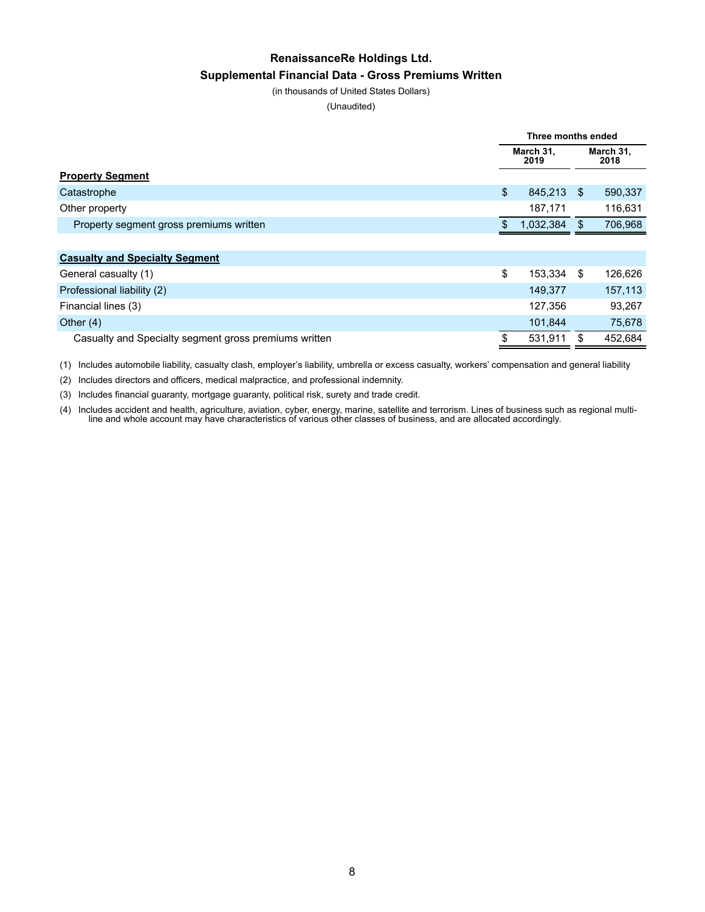## RenaissanceRe Holdings Ltd.

### Supplemental Financial Data - Gross Premiums Written

(in thousands of United States Dollars)

(Unaudited)

| | Three months ended | |
|---|---|---|
| | March 31, 2019 | March 31, 2018 |
| **Property Segment** | | |
| Catastrophe | $ 845,213 | $ 590,337 |
| Other property | 187,171 | 116,631 |
| Property segment gross premiums written | $ 1,032,384 | $ 706,968 |
| | | |
| **Casualty and Specialty Segment** | | |
| General casualty (1) | $ 153,334 | $ 126,626 |
| Professional liability (2) | 149,377 | 157,113 |
| Financial lines (3) | 127,356 | 93,267 |
| Other (4) | 101,844 | 75,678 |
| Casualty and Specialty segment gross premiums written | $ 531,911 | $ 452,684 |

(1) Includes automobile liability, casualty clash, employer's liability, umbrella or excess casualty, workers' compensation and general liability

(2) Includes directors and officers, medical malpractice, and professional indemnity.

(3) Includes financial guaranty, mortgage guaranty, political risk, surety and trade credit.

(4) Includes accident and health, agriculture, aviation, cyber, energy, marine, satellite and terrorism. Lines of business such as regional multi-line and whole account may have characteristics of various other classes of business, and are allocated accordingly.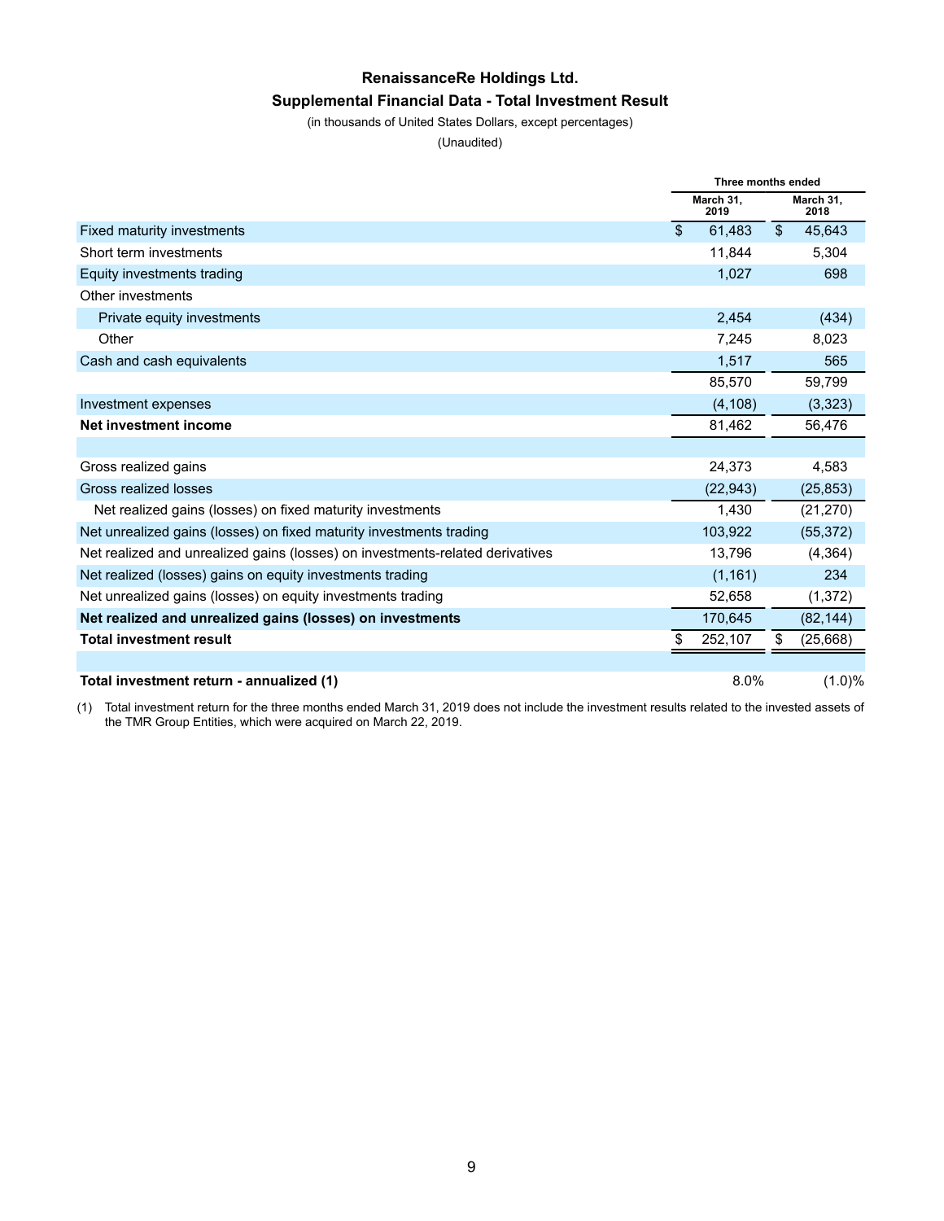# RenaissanceRe Holdings Ltd.

## Supplemental Financial Data - Total Investment Result

(in thousands of United States Dollars, except percentages)

(Unaudited)

| | Three months ended | |
|---|---|---|
| | March 31, 2019 | March 31, 2018 |
| Fixed maturity investments | $ 61,483 | $ 45,643 |
| Short term investments | 11,844 | 5,304 |
| Equity investments trading | 1,027 | 698 |
| Other investments | | |
| Private equity investments | 2,454 | (434) |
| Other | 7,245 | 8,023 |
| Cash and cash equivalents | 1,517 | 565 |
| | 85,570 | 59,799 |
| Investment expenses | (4,108) | (3,323) |
| **Net investment income** | 81,462 | 56,476 |
| | | |
| Gross realized gains | 24,373 | 4,583 |
| Gross realized losses | (22,943) | (25,853) |
| Net realized gains (losses) on fixed maturity investments | 1,430 | (21,270) |
| Net unrealized gains (losses) on fixed maturity investments trading | 103,922 | (55,372) |
| Net realized and unrealized gains (losses) on investments-related derivatives | 13,796 | (4,364) |
| Net realized (losses) gains on equity investments trading | (1,161) | 234 |
| Net unrealized gains (losses) on equity investments trading | 52,658 | (1,372) |
| **Net realized and unrealized gains (losses) on investments** | 170,645 | (82,144) |
| **Total investment result** | $ 252,107 | $ (25,668) |
| | | |
| **Total investment return - annualized (1)** | 8.0% | (1.0)% |

(1) Total investment return for the three months ended March 31, 2019 does not include the investment results related to the invested assets of the TMR Group Entities, which were acquired on March 22, 2019.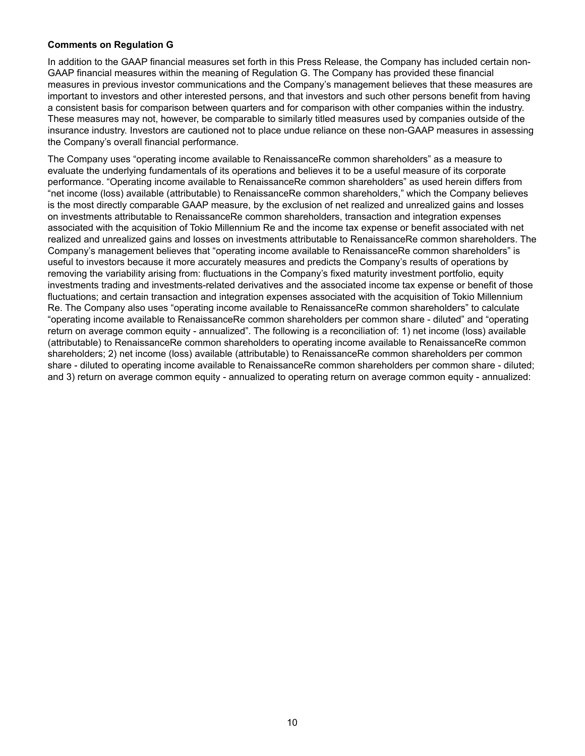**Comments on Regulation G**

In addition to the GAAP financial measures set forth in this Press Release, the Company has included certain non-GAAP financial measures within the meaning of Regulation G. The Company has provided these financial measures in previous investor communications and the Company's management believes that these measures are important to investors and other interested persons, and that investors and such other persons benefit from having a consistent basis for comparison between quarters and for comparison with other companies within the industry. These measures may not, however, be comparable to similarly titled measures used by companies outside of the insurance industry. Investors are cautioned not to place undue reliance on these non-GAAP measures in assessing the Company's overall financial performance.

The Company uses "operating income available to RenaissanceRe common shareholders" as a measure to evaluate the underlying fundamentals of its operations and believes it to be a useful measure of its corporate performance. "Operating income available to RenaissanceRe common shareholders" as used herein differs from "net income (loss) available (attributable) to RenaissanceRe common shareholders," which the Company believes is the most directly comparable GAAP measure, by the exclusion of net realized and unrealized gains and losses on investments attributable to RenaissanceRe common shareholders, transaction and integration expenses associated with the acquisition of Tokio Millennium Re and the income tax expense or benefit associated with net realized and unrealized gains and losses on investments attributable to RenaissanceRe common shareholders. The Company's management believes that "operating income available to RenaissanceRe common shareholders" is useful to investors because it more accurately measures and predicts the Company's results of operations by removing the variability arising from: fluctuations in the Company's fixed maturity investment portfolio, equity investments trading and investments-related derivatives and the associated income tax expense or benefit of those fluctuations; and certain transaction and integration expenses associated with the acquisition of Tokio Millennium Re. The Company also uses "operating income available to RenaissanceRe common shareholders" to calculate "operating income available to RenaissanceRe common shareholders per common share - diluted" and "operating return on average common equity - annualized". The following is a reconciliation of: 1) net income (loss) available (attributable) to RenaissanceRe common shareholders to operating income available to RenaissanceRe common shareholders; 2) net income (loss) available (attributable) to RenaissanceRe common shareholders per common share - diluted to operating income available to RenaissanceRe common shareholders per common share - diluted; and 3) return on average common equity - annualized to operating return on average common equity - annualized: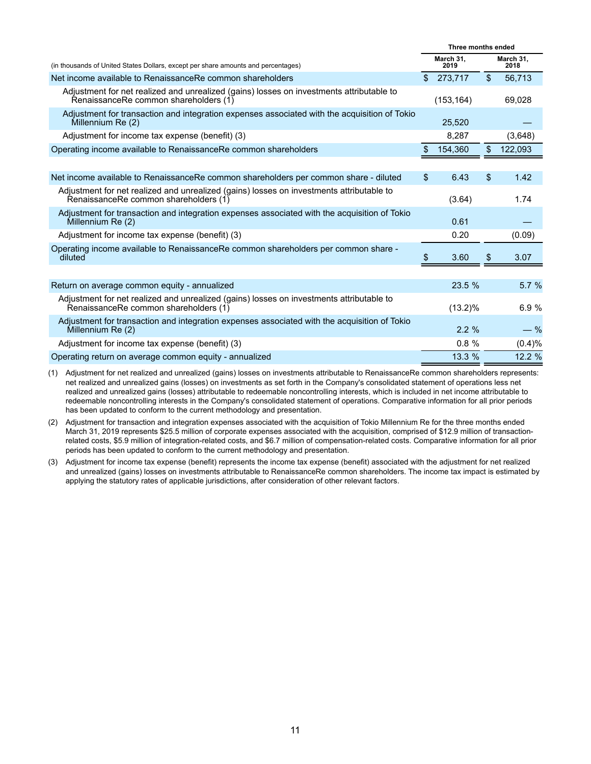| (in thousands of United States Dollars, except per share amounts and percentages) | Three months ended March 31, 2019 | Three months ended March 31, 2018 |
|---|---|---|
| Net income available to RenaissanceRe common shareholders | $ 273,717 | $ 56,713 |
| Adjustment for net realized and unrealized (gains) losses on investments attributable to RenaissanceRe common shareholders (1) | (153,164) | 69,028 |
| Adjustment for transaction and integration expenses associated with the acquisition of Tokio Millennium Re (2) | 25,520 | — |
| Adjustment for income tax expense (benefit) (3) | 8,287 | (3,648) |
| Operating income available to RenaissanceRe common shareholders | $ 154,360 | $ 122,093 |
| | | |
| Net income available to RenaissanceRe common shareholders per common share - diluted | $ 6.43 | $ 1.42 |
| Adjustment for net realized and unrealized (gains) losses on investments attributable to RenaissanceRe common shareholders (1) | (3.64) | 1.74 |
| Adjustment for transaction and integration expenses associated with the acquisition of Tokio Millennium Re (2) | 0.61 | — |
| Adjustment for income tax expense (benefit) (3) | 0.20 | (0.09) |
| Operating income available to RenaissanceRe common shareholders per common share - diluted | $ 3.60 | $ 3.07 |
| | | |
| Return on average common equity - annualized | 23.5 % | 5.7 % |
| Adjustment for net realized and unrealized (gains) losses on investments attributable to RenaissanceRe common shareholders (1) | (13.2)% | 6.9 % |
| Adjustment for transaction and integration expenses associated with the acquisition of Tokio Millennium Re (2) | 2.2 % | — % |
| Adjustment for income tax expense (benefit) (3) | 0.8 % | (0.4)% |
| Operating return on average common equity - annualized | 13.3 % | 12.2 % |

(1) Adjustment for net realized and unrealized (gains) losses on investments attributable to RenaissanceRe common shareholders represents: net realized and unrealized gains (losses) on investments as set forth in the Company's consolidated statement of operations less net realized and unrealized gains (losses) attributable to redeemable noncontrolling interests, which is included in net income attributable to redeemable noncontrolling interests in the Company's consolidated statement of operations. Comparative information for all prior periods has been updated to conform to the current methodology and presentation.

(2) Adjustment for transaction and integration expenses associated with the acquisition of Tokio Millennium Re for the three months ended March 31, 2019 represents $25.5 million of corporate expenses associated with the acquisition, comprised of $12.9 million of transaction-related costs, $5.9 million of integration-related costs, and $6.7 million of compensation-related costs. Comparative information for all prior periods has been updated to conform to the current methodology and presentation.

(3) Adjustment for income tax expense (benefit) represents the income tax expense (benefit) associated with the adjustment for net realized and unrealized (gains) losses on investments attributable to RenaissanceRe common shareholders. The income tax impact is estimated by applying the statutory rates of applicable jurisdictions, after consideration of other relevant factors.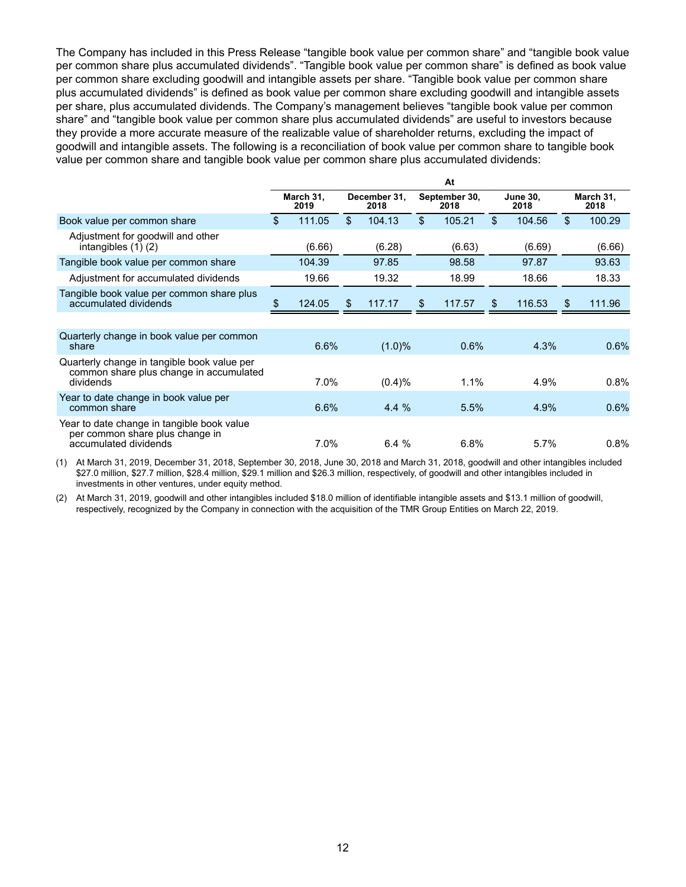The Company has included in this Press Release "tangible book value per common share" and "tangible book value per common share plus accumulated dividends". "Tangible book value per common share" is defined as book value per common share excluding goodwill and intangible assets per share. "Tangible book value per common share plus accumulated dividends" is defined as book value per common share excluding goodwill and intangible assets per share, plus accumulated dividends. The Company's management believes "tangible book value per common share" and "tangible book value per common share plus accumulated dividends" are useful to investors because they provide a more accurate measure of the realizable value of shareholder returns, excluding the impact of goodwill and intangible assets. The following is a reconciliation of book value per common share to tangible book value per common share and tangible book value per common share plus accumulated dividends:

| | At | | | | |
|---|---|---|---|---|---|
| | March 31, 2019 | December 31, 2018 | September 30, 2018 | June 30, 2018 | March 31, 2018 |
| Book value per common share | $ 111.05 | $ 104.13 | $ 105.21 | $ 104.56 | $ 100.29 |
| Adjustment for goodwill and other intangibles (1) (2) | (6.66) | (6.28) | (6.63) | (6.69) | (6.66) |
| Tangible book value per common share | 104.39 | 97.85 | 98.58 | 97.87 | 93.63 |
| Adjustment for accumulated dividends | 19.66 | 19.32 | 18.99 | 18.66 | 18.33 |
| Tangible book value per common share plus accumulated dividends | $ 124.05 | $ 117.17 | $ 117.57 | $ 116.53 | $ 111.96 |
| | | | | | |
| Quarterly change in book value per common share | 6.6% | (1.0)% | 0.6% | 4.3% | 0.6% |
| Quarterly change in tangible book value per common share plus change in accumulated dividends | 7.0% | (0.4)% | 1.1% | 4.9% | 0.8% |
| Year to date change in book value per common share | 6.6% | 4.4 % | 5.5% | 4.9% | 0.6% |
| Year to date change in tangible book value per common share plus change in accumulated dividends | 7.0% | 6.4 % | 6.8% | 5.7% | 0.8% |

(1) At March 31, 2019, December 31, 2018, September 30, 2018, June 30, 2018 and March 31, 2018, goodwill and other intangibles included $27.0 million, $27.7 million, $28.4 million, $29.1 million and $26.3 million, respectively, of goodwill and other intangibles included in investments in other ventures, under equity method.

(2) At March 31, 2019, goodwill and other intangibles included $18.0 million of identifiable intangible assets and $13.1 million of goodwill, respectively, recognized by the Company in connection with the acquisition of the TMR Group Entities on March 22, 2019.